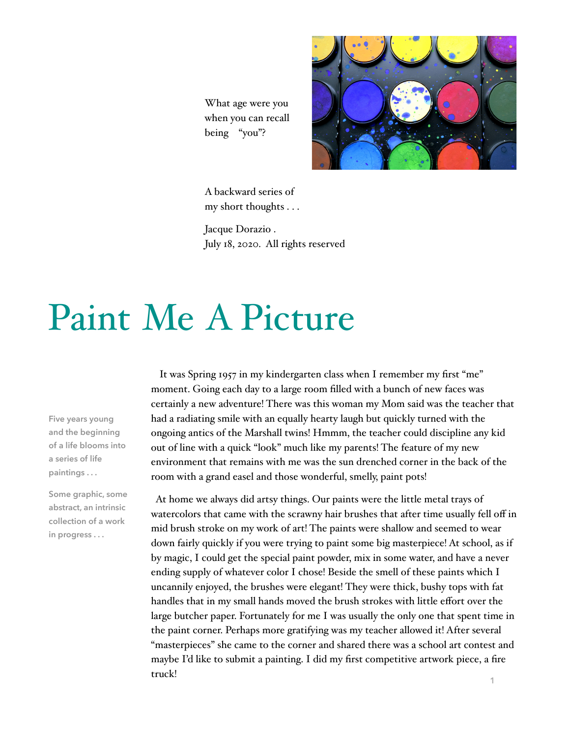What age were you when you can recall being "you"?

A backward series of my short thoughts . . .

Jacque Dorazio .
July 18, 2020. All rights reserved

# Paint Me A Picture

Five years young and the beginning of a life blooms into a series of life paintings . . .

Some graphic, some abstract, an intrinsic collection of a work in progress . . .

It was Spring 1957 in my kindergarten class when I remember my first "me" moment. Going each day to a large room filled with a bunch of new faces was certainly a new adventure! There was this woman my Mom said was the teacher that had a radiating smile with an equally hearty laugh but quickly turned with the ongoing antics of the Marshall twins! Hmmm, the teacher could discipline any kid out of line with a quick "look" much like my parents! The feature of my new environment that remains with me was the sun drenched corner in the back of the room with a grand easel and those wonderful, smelly, paint pots!

At home we always did artsy things. Our paints were the little metal trays of watercolors that came with the scrawny hair brushes that after time usually fell off in mid brush stroke on my work of art! The paints were shallow and seemed to wear down fairly quickly if you were trying to paint some big masterpiece! At school, as if by magic, I could get the special paint powder, mix in some water, and have a never ending supply of whatever color I chose! Beside the smell of these paints which I uncannily enjoyed, the brushes were elegant! They were thick, bushy tops with fat handles that in my small hands moved the brush strokes with little effort over the large butcher paper. Fortunately for me I was usually the only one that spent time in the paint corner. Perhaps more gratifying was my teacher allowed it! After several "masterpieces" she came to the corner and shared there was a school art contest and maybe I'd like to submit a painting. I did my first competitive artwork piece, a fire truck!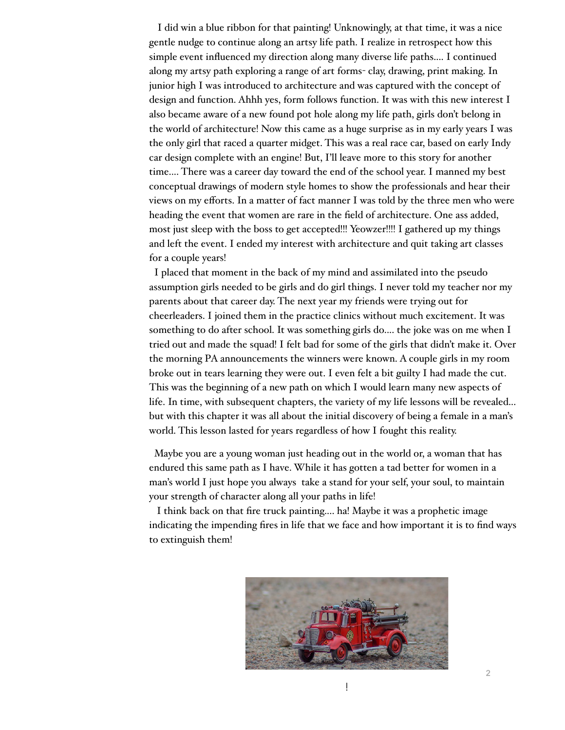I did win a blue ribbon for that painting! Unknowingly, at that time, it was a nice gentle nudge to continue along an artsy life path. I realize in retrospect how this simple event influenced my direction along many diverse life paths…. I continued along my artsy path exploring a range of art forms- clay, drawing, print making. In junior high I was introduced to architecture and was captured with the concept of design and function. Ahhh yes, form follows function. It was with this new interest I also became aware of a new found pot hole along my life path, girls don't belong in the world of architecture! Now this came as a huge surprise as in my early years I was the only girl that raced a quarter midget. This was a real race car, based on early Indy car design complete with an engine! But, I'll leave more to this story for another time…. There was a career day toward the end of the school year. I manned my best conceptual drawings of modern style homes to show the professionals and hear their views on my efforts. In a matter of fact manner I was told by the three men who were heading the event that women are rare in the field of architecture. One ass added, most just sleep with the boss to get accepted!!! Yeowzer!!!! I gathered up my things and left the event. I ended my interest with architecture and quit taking art classes for a couple years!

I placed that moment in the back of my mind and assimilated into the pseudo assumption girls needed to be girls and do girl things. I never told my teacher nor my parents about that career day. The next year my friends were trying out for cheerleaders. I joined them in the practice clinics without much excitement. It was something to do after school. It was something girls do…. the joke was on me when I tried out and made the squad! I felt bad for some of the girls that didn't make it. Over the morning PA announcements the winners were known. A couple girls in my room broke out in tears learning they were out. I even felt a bit guilty I had made the cut. This was the beginning of a new path on which I would learn many new aspects of life. In time, with subsequent chapters, the variety of my life lessons will be revealed… but with this chapter it was all about the initial discovery of being a female in a man's world. This lesson lasted for years regardless of how I fought this reality.

Maybe you are a young woman just heading out in the world or, a woman that has endured this same path as I have. While it has gotten a tad better for women in a man's world I just hope you always take a stand for your self, your soul, to maintain your strength of character along all your paths in life!

I think back on that fire truck painting…. ha! Maybe it was a prophetic image indicating the impending fires in life that we face and how important it is to find ways to extinguish them!

!